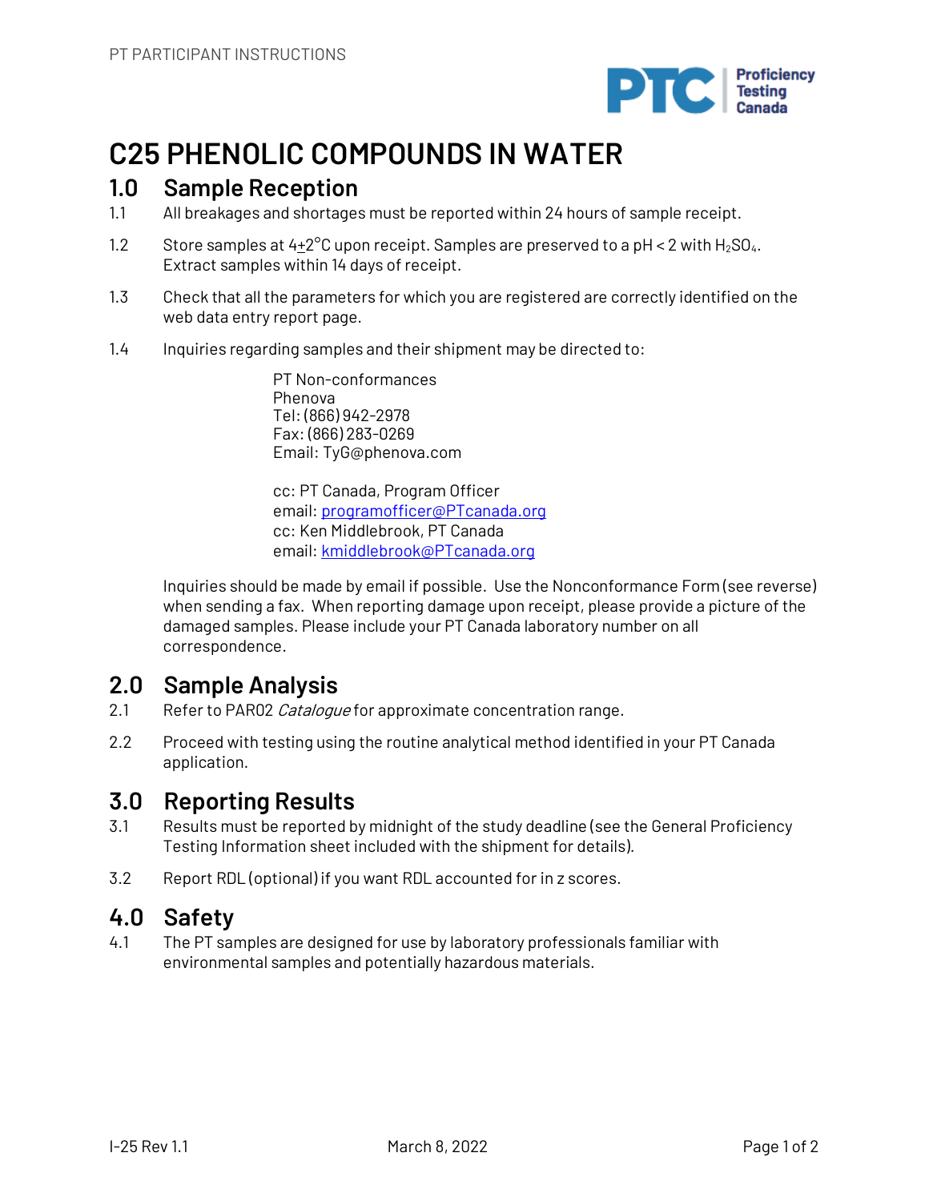# C25 PHENOLIC COMPOUNDS IN WATER

## 1.0 Sample Reception

1.1 All breakages and shortages must be reported within 24 hours of sample receipt.

1.2 Store samples at 4±2°C upon receipt. Samples are preserved to a pH < 2 with $H_2SO_4$. Extract samples within 14 days of receipt.

1.3 Check that all the parameters for which you are registered are correctly identified on the web data entry report page.

1.4 Inquiries regarding samples and their shipment may be directed to:

PT Non-conformances
Phenova
Tel: (866) 942-2978
Fax: (866) 283-0269
Email: TyG@phenova.com

cc: PT Canada, Program Officer
email: programofficer@PTcanada.org
cc: Ken Middlebrook, PT Canada
email: kmiddlebrook@PTcanada.org

Inquiries should be made by email if possible. Use the Nonconformance Form (see reverse) when sending a fax. When reporting damage upon receipt, please provide a picture of the damaged samples. Please include your PT Canada laboratory number on all correspondence.

## 2.0 Sample Analysis

2.1 Refer to PAR02 *Catalogue* for approximate concentration range.

2.2 Proceed with testing using the routine analytical method identified in your PT Canada application.

## 3.0 Reporting Results

3.1 Results must be reported by midnight of the study deadline (see the General Proficiency Testing Information sheet included with the shipment for details).

3.2 Report RDL (optional) if you want RDL accounted for in z scores.

## 4.0 Safety

4.1 The PT samples are designed for use by laboratory professionals familiar with environmental samples and potentially hazardous materials.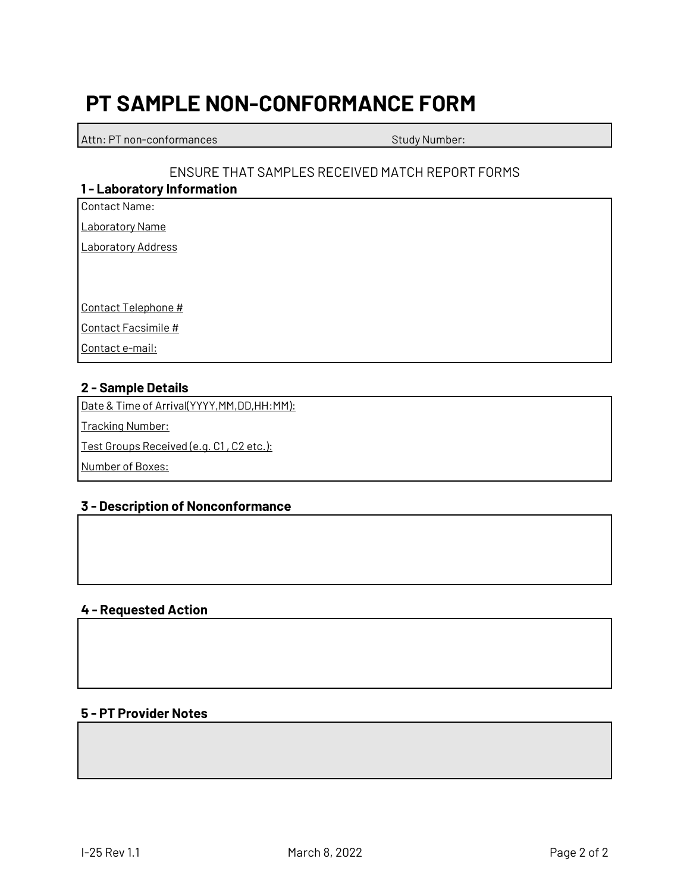# PT SAMPLE NON-CONFORMANCE FORM

Attn: PT non-conformances Study Number:

ENSURE THAT SAMPLES RECEIVED MATCH REPORT FORMS

## 1 - Laboratory Information

Contact Name:

Laboratory Name

Laboratory Address

Contact Telephone #

Contact Facsimile #

Contact e-mail:

## 2 - Sample Details

Date & Time of Arrival(YYYY,MM,DD,HH:MM):

Tracking Number:

Test Groups Received (e.g. C1 , C2 etc.):

Number of Boxes:

## 3 - Description of Nonconformance

## 4 - Requested Action

## 5 - PT Provider Notes

I-25 Rev 1.1 March 8, 2022